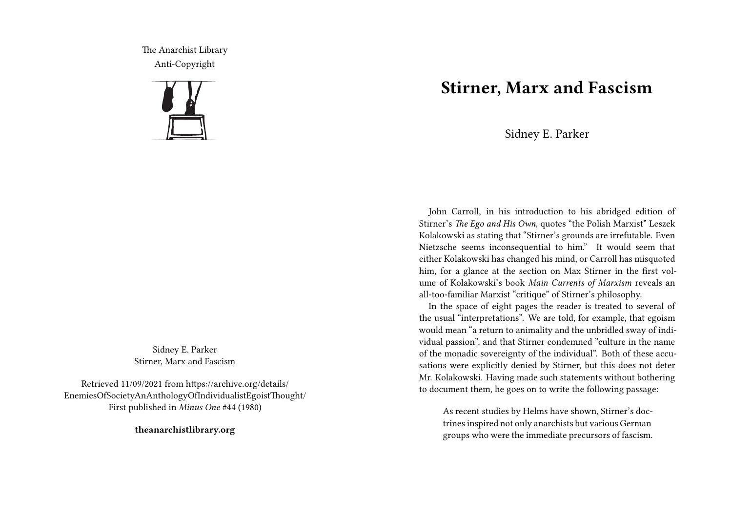The Anarchist Library
Anti-Copyright

Sidney E. Parker
Stirner, Marx and Fascism

Retrieved 11/09/2021 from https://archive.org/details/EnemiesOfSocietyAnAnthologyOfIndividualistEgoistThought/
First published in *Minus One* #44 (1980)

**theanarchistlibrary.org**

# Stirner, Marx and Fascism

Sidney E. Parker

John Carroll, in his introduction to his abridged edition of Stirner's *The Ego and His Own*, quotes "the Polish Marxist" Leszek Kolakowski as stating that "Stirner's grounds are irrefutable. Even Nietzsche seems inconsequential to him." It would seem that either Kolakowski has changed his mind, or Carroll has misquoted him, for a glance at the section on Max Stirner in the first volume of Kolakowski's book *Main Currents of Marxism* reveals an all-too-familiar Marxist "critique" of Stirner's philosophy.

In the space of eight pages the reader is treated to several of the usual "interpretations". We are told, for example, that egoism would mean "a return to animality and the unbridled sway of individual passion", and that Stirner condemned "culture in the name of the monadic sovereignty of the individual". Both of these accusations were explicitly denied by Stirner, but this does not deter Mr. Kolakowski. Having made such statements without bothering to document them, he goes on to write the following passage:

> As recent studies by Helms have shown, Stirner's doctrines inspired not only anarchists but various German groups who were the immediate precursors of fascism.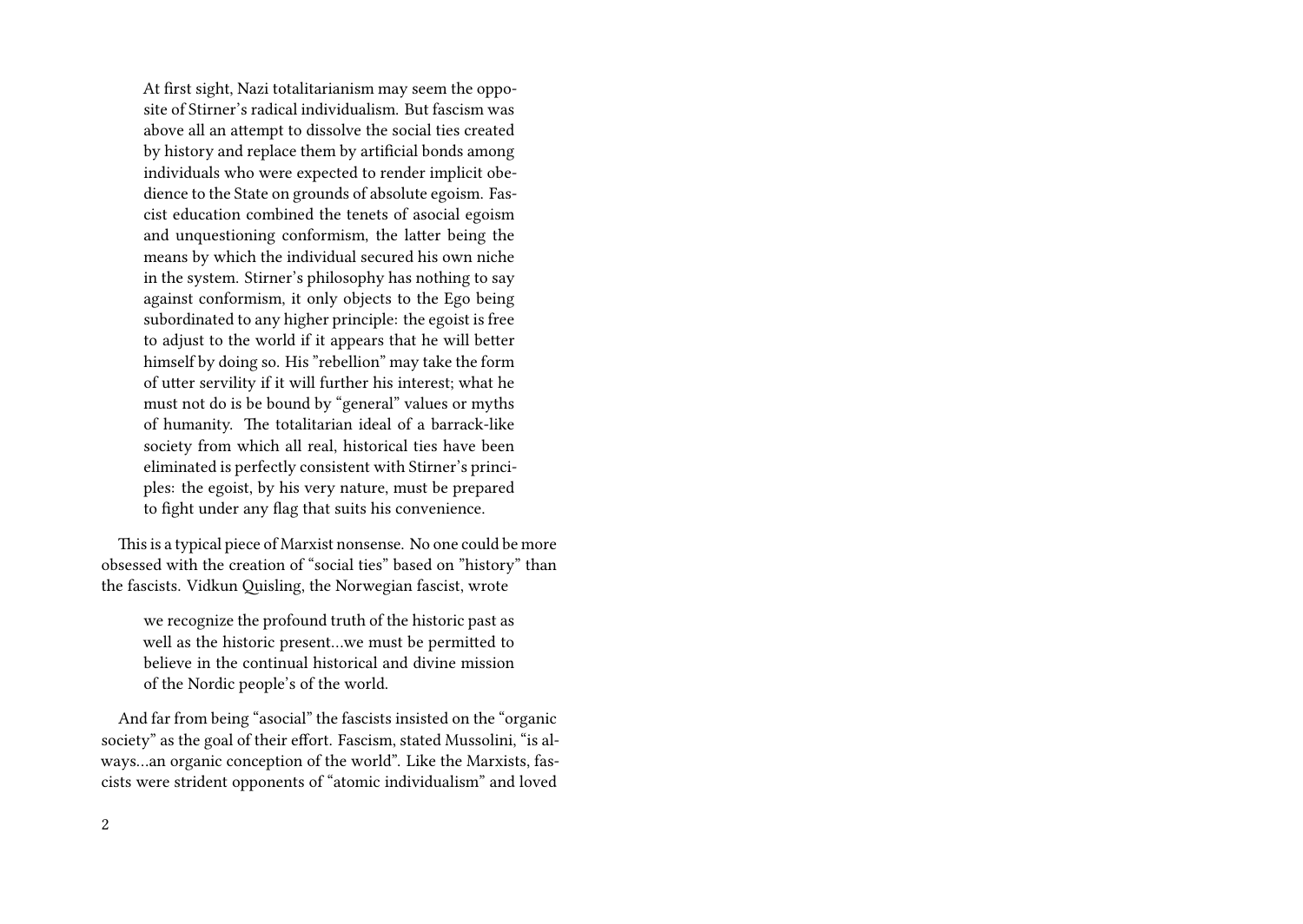> At first sight, Nazi totalitarianism may seem the opposite of Stirner's radical individualism. But fascism was above all an attempt to dissolve the social ties created by history and replace them by artificial bonds among individuals who were expected to render implicit obedience to the State on grounds of absolute egoism. Fascist education combined the tenets of asocial egoism and unquestioning conformism, the latter being the means by which the individual secured his own niche in the system. Stirner's philosophy has nothing to say against conformism, it only objects to the Ego being subordinated to any higher principle: the egoist is free to adjust to the world if it appears that he will better himself by doing so. His "rebellion" may take the form of utter servility if it will further his interest; what he must not do is be bound by "general" values or myths of humanity. The totalitarian ideal of a barrack-like society from which all real, historical ties have been eliminated is perfectly consistent with Stirner's principles: the egoist, by his very nature, must be prepared to fight under any flag that suits his convenience.

This is a typical piece of Marxist nonsense. No one could be more obsessed with the creation of "social ties" based on "history" than the fascists. Vidkun Quisling, the Norwegian fascist, wrote

> we recognize the profound truth of the historic past as well as the historic present…we must be permitted to believe in the continual historical and divine mission of the Nordic people's of the world.

And far from being "asocial" the fascists insisted on the "organic society" as the goal of their effort. Fascism, stated Mussolini, "is always…an organic conception of the world". Like the Marxists, fascists were strident opponents of "atomic individualism" and loved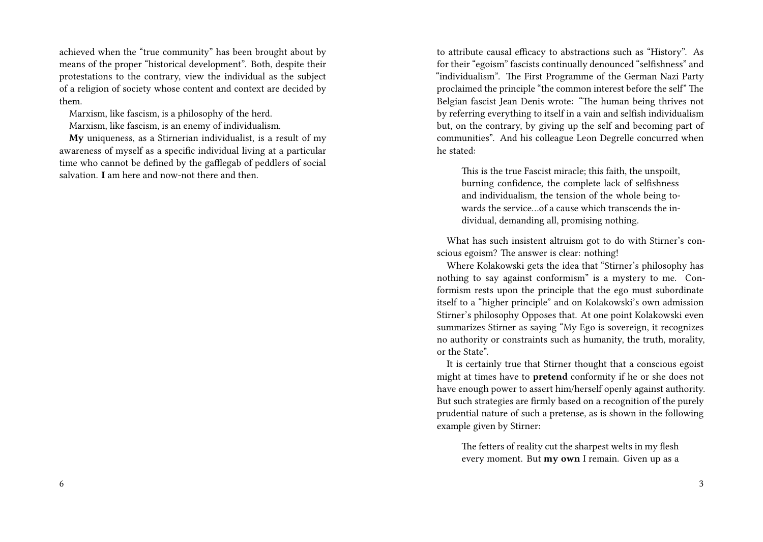achieved when the "true community" has been brought about by means of the proper "historical development". Both, despite their protestations to the contrary, view the individual as the subject of a religion of society whose content and context are decided by them.

Marxism, like fascism, is a philosophy of the herd.

Marxism, like fascism, is an enemy of individualism.

**My** uniqueness, as a Stirnerian individualist, is a result of my awareness of myself as a specific individual living at a particular time who cannot be defined by the gafflegab of peddlers of social salvation. **I** am here and now-not there and then.

to attribute causal efficacy to abstractions such as "History". As for their "egoism" fascists continually denounced "selfishness" and "individualism". The First Programme of the German Nazi Party proclaimed the principle "the common interest before the self" The Belgian fascist Jean Denis wrote: "The human being thrives not by referring everything to itself in a vain and selfish individualism but, on the contrary, by giving up the self and becoming part of communities". And his colleague Leon Degrelle concurred when he stated:

> This is the true Fascist miracle; this faith, the unspoilt, burning confidence, the complete lack of selfishness and individualism, the tension of the whole being towards the service…of a cause which transcends the individual, demanding all, promising nothing.

What has such insistent altruism got to do with Stirner's conscious egoism? The answer is clear: nothing!

Where Kolakowski gets the idea that "Stirner's philosophy has nothing to say against conformism" is a mystery to me. Conformism rests upon the principle that the ego must subordinate itself to a "higher principle" and on Kolakowski's own admission Stirner's philosophy Opposes that. At one point Kolakowski even summarizes Stirner as saying "My Ego is sovereign, it recognizes no authority or constraints such as humanity, the truth, morality, or the State".

It is certainly true that Stirner thought that a conscious egoist might at times have to **pretend** conformity if he or she does not have enough power to assert him/herself openly against authority. But such strategies are firmly based on a recognition of the purely prudential nature of such a pretense, as is shown in the following example given by Stirner:

> The fetters of reality cut the sharpest welts in my flesh every moment. But **my own** I remain. Given up as a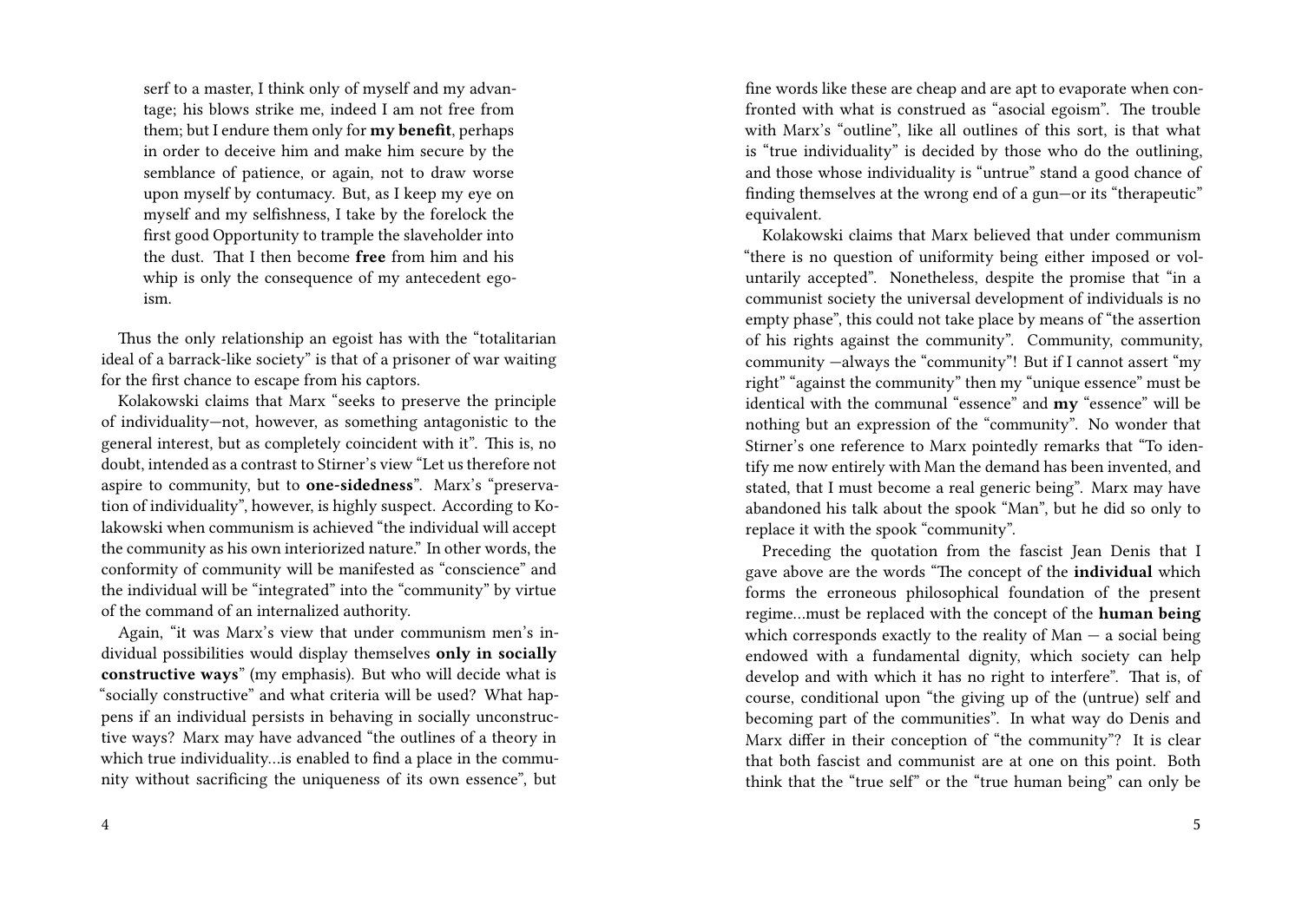> serf to a master, I think only of myself and my advantage; his blows strike me, indeed I am not free from them; but I endure them only for **my benefit**, perhaps in order to deceive him and make him secure by the semblance of patience, or again, not to draw worse upon myself by contumacy. But, as I keep my eye on myself and my selfishness, I take by the forelock the first good Opportunity to trample the slaveholder into the dust. That I then become **free** from him and his whip is only the consequence of my antecedent egoism.

Thus the only relationship an egoist has with the "totalitarian ideal of a barrack-like society" is that of a prisoner of war waiting for the first chance to escape from his captors.

Kolakowski claims that Marx "seeks to preserve the principle of individuality—not, however, as something antagonistic to the general interest, but as completely coincident with it". This is, no doubt, intended as a contrast to Stirner's view "Let us therefore not aspire to community, but to **one-sidedness**". Marx's "preservation of individuality", however, is highly suspect. According to Kolakowski when communism is achieved "the individual will accept the community as his own interiorized nature." In other words, the conformity of community will be manifested as "conscience" and the individual will be "integrated" into the "community" by virtue of the command of an internalized authority.

Again, "it was Marx's view that under communism men's individual possibilities would display themselves **only in socially constructive ways**" (my emphasis). But who will decide what is "socially constructive" and what criteria will be used? What happens if an individual persists in behaving in socially unconstructive ways? Marx may have advanced "the outlines of a theory in which true individuality…is enabled to find a place in the community without sacrificing the uniqueness of its own essence", but fine words like these are cheap and are apt to evaporate when confronted with what is construed as "asocial egoism". The trouble with Marx's "outline", like all outlines of this sort, is that what is "true individuality" is decided by those who do the outlining, and those whose individuality is "untrue" stand a good chance of finding themselves at the wrong end of a gun—or its "therapeutic" equivalent.

Kolakowski claims that Marx believed that under communism "there is no question of uniformity being either imposed or voluntarily accepted". Nonetheless, despite the promise that "in a communist society the universal development of individuals is no empty phase", this could not take place by means of "the assertion of his rights against the community". Community, community, community —always the "community"! But if I cannot assert "my right" "against the community" then my "unique essence" must be identical with the communal "essence" and **my** "essence" will be nothing but an expression of the "community". No wonder that Stirner's one reference to Marx pointedly remarks that "To identify me now entirely with Man the demand has been invented, and stated, that I must become a real generic being". Marx may have abandoned his talk about the spook "Man", but he did so only to replace it with the spook "community".

Preceding the quotation from the fascist Jean Denis that I gave above are the words "The concept of the **individual** which forms the erroneous philosophical foundation of the present regime…must be replaced with the concept of the **human being** which corresponds exactly to the reality of Man — a social being endowed with a fundamental dignity, which society can help develop and with which it has no right to interfere". That is, of course, conditional upon "the giving up of the (untrue) self and becoming part of the communities". In what way do Denis and Marx differ in their conception of "the community"? It is clear that both fascist and communist are at one on this point. Both think that the "true self" or the "true human being" can only be